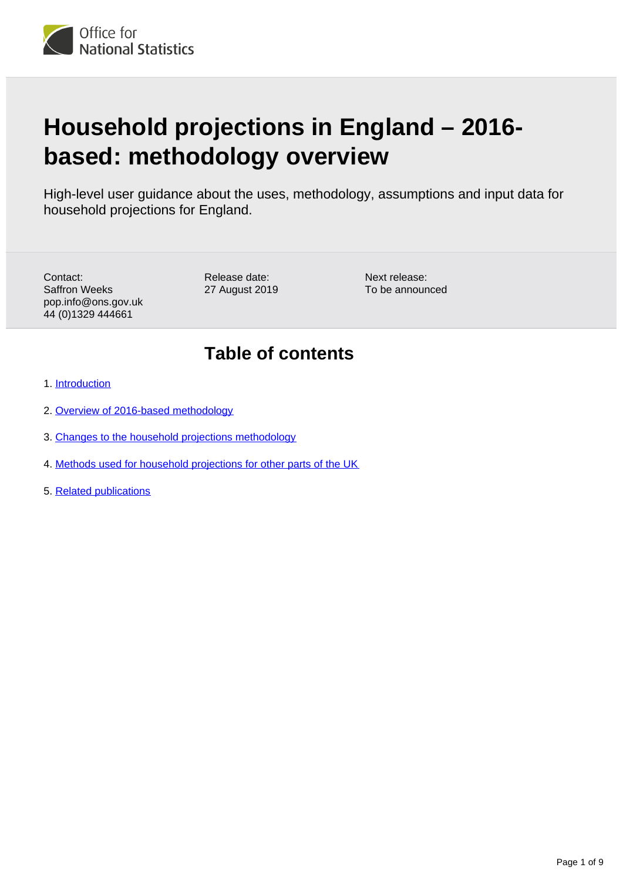Office for National Statistics

# Household projections in England – 2016-based: methodology overview

High-level user guidance about the uses, methodology, assumptions and input data for household projections for England.

Contact:
Saffron Weeks
pop.info@ons.gov.uk
44 (0)1329 444661

Release date:
27 August 2019

Next release:
To be announced

## Table of contents

1. Introduction
2. Overview of 2016-based methodology
3. Changes to the household projections methodology
4. Methods used for household projections for other parts of the UK
5. Related publications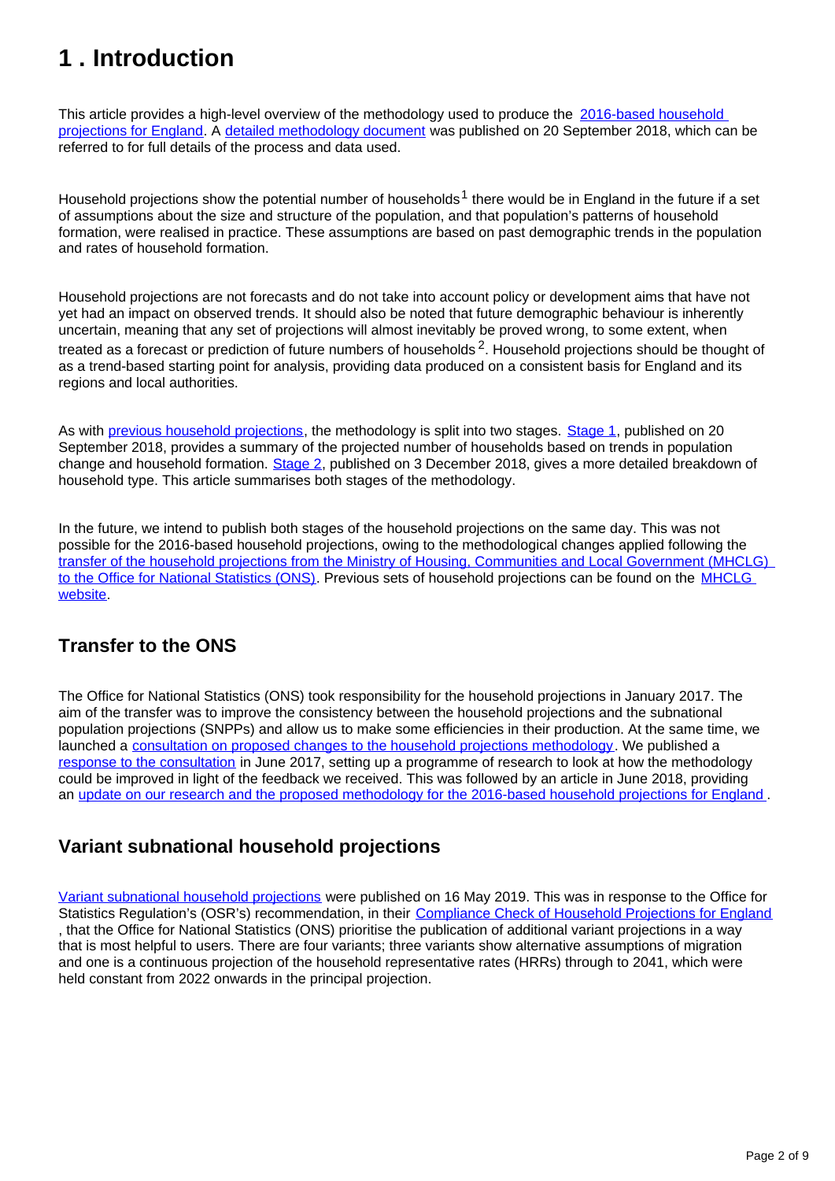# 1 . Introduction

This article provides a high-level overview of the methodology used to produce the 2016-based household projections for England. A detailed methodology document was published on 20 September 2018, which can be referred to for full details of the process and data used.

Household projections show the potential number of households[1] there would be in England in the future if a set of assumptions about the size and structure of the population, and that population's patterns of household formation, were realised in practice. These assumptions are based on past demographic trends in the population and rates of household formation.

Household projections are not forecasts and do not take into account policy or development aims that have not yet had an impact on observed trends. It should also be noted that future demographic behaviour is inherently uncertain, meaning that any set of projections will almost inevitably be proved wrong, to some extent, when treated as a forecast or prediction of future numbers of households[2]. Household projections should be thought of as a trend-based starting point for analysis, providing data produced on a consistent basis for England and its regions and local authorities.

As with previous household projections, the methodology is split into two stages. Stage 1, published on 20 September 2018, provides a summary of the projected number of households based on trends in population change and household formation. Stage 2, published on 3 December 2018, gives a more detailed breakdown of household type. This article summarises both stages of the methodology.

In the future, we intend to publish both stages of the household projections on the same day. This was not possible for the 2016-based household projections, owing to the methodological changes applied following the transfer of the household projections from the Ministry of Housing, Communities and Local Government (MHCLG) to the Office for National Statistics (ONS). Previous sets of household projections can be found on the MHCLG website.

## Transfer to the ONS

The Office for National Statistics (ONS) took responsibility for the household projections in January 2017. The aim of the transfer was to improve the consistency between the household projections and the subnational population projections (SNPPs) and allow us to make some efficiencies in their production. At the same time, we launched a consultation on proposed changes to the household projections methodology. We published a response to the consultation in June 2017, setting up a programme of research to look at how the methodology could be improved in light of the feedback we received. This was followed by an article in June 2018, providing an update on our research and the proposed methodology for the 2016-based household projections for England.

## Variant subnational household projections

Variant subnational household projections were published on 16 May 2019. This was in response to the Office for Statistics Regulation's (OSR's) recommendation, in their Compliance Check of Household Projections for England, that the Office for National Statistics (ONS) prioritise the publication of additional variant projections in a way that is most helpful to users. There are four variants; three variants show alternative assumptions of migration and one is a continuous projection of the household representative rates (HRRs) through to 2041, which were held constant from 2022 onwards in the principal projection.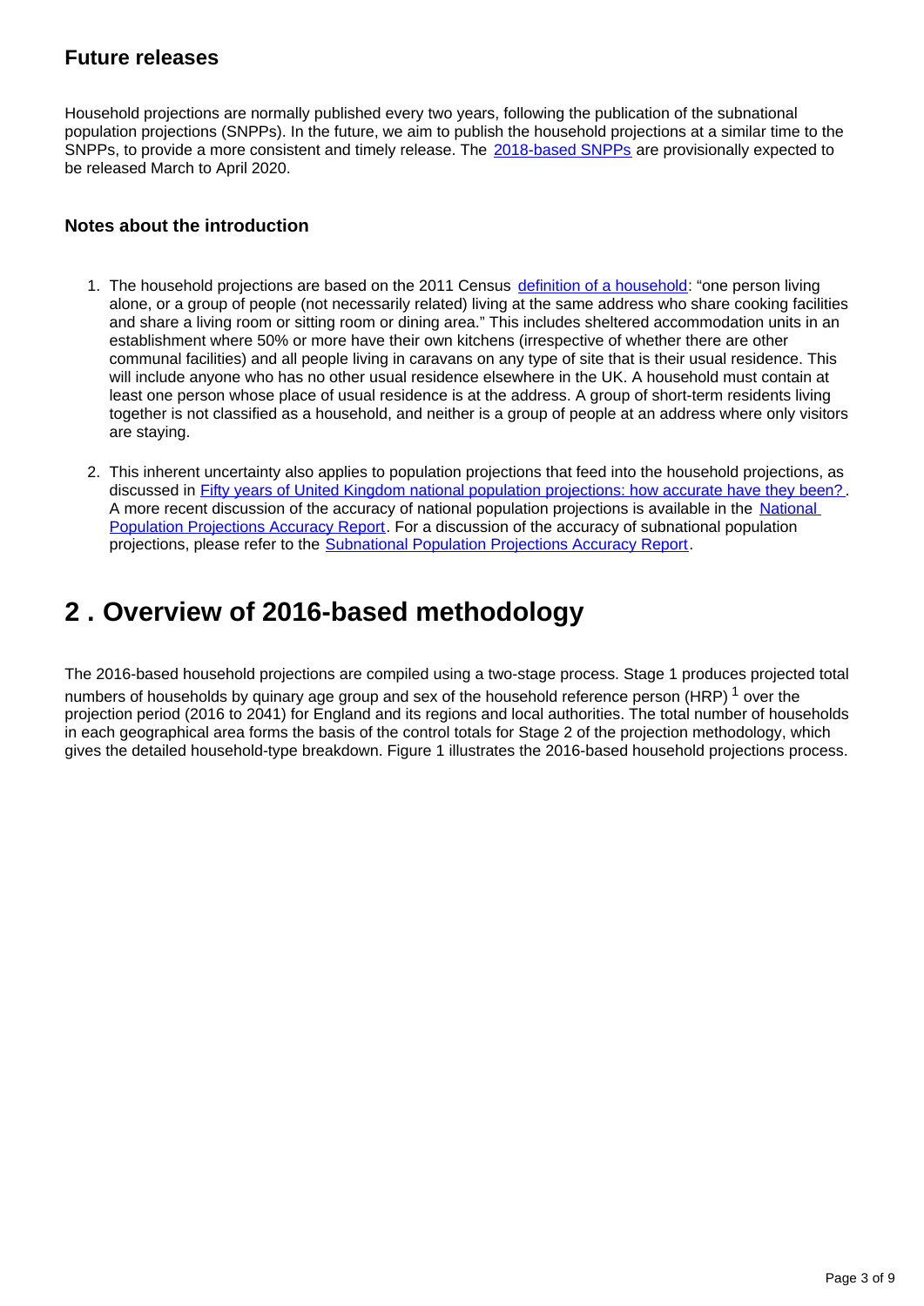### Future releases

Household projections are normally published every two years, following the publication of the subnational population projections (SNPPs). In the future, we aim to publish the household projections at a similar time to the SNPPs, to provide a more consistent and timely release. The 2018-based SNPPs are provisionally expected to be released March to April 2020.

### Notes about the introduction

1. The household projections are based on the 2011 Census definition of a household: "one person living alone, or a group of people (not necessarily related) living at the same address who share cooking facilities and share a living room or sitting room or dining area." This includes sheltered accommodation units in an establishment where 50% or more have their own kitchens (irrespective of whether there are other communal facilities) and all people living in caravans on any type of site that is their usual residence. This will include anyone who has no other usual residence elsewhere in the UK. A household must contain at least one person whose place of usual residence is at the address. A group of short-term residents living together is not classified as a household, and neither is a group of people at an address where only visitors are staying.

2. This inherent uncertainty also applies to population projections that feed into the household projections, as discussed in Fifty years of United Kingdom national population projections: how accurate have they been?. A more recent discussion of the accuracy of national population projections is available in the National Population Projections Accuracy Report. For a discussion of the accuracy of subnational population projections, please refer to the Subnational Population Projections Accuracy Report.

## 2 . Overview of 2016-based methodology

The 2016-based household projections are compiled using a two-stage process. Stage 1 produces projected total numbers of households by quinary age group and sex of the household reference person (HRP) [1] over the projection period (2016 to 2041) for England and its regions and local authorities. The total number of households in each geographical area forms the basis of the control totals for Stage 2 of the projection methodology, which gives the detailed household-type breakdown. Figure 1 illustrates the 2016-based household projections process.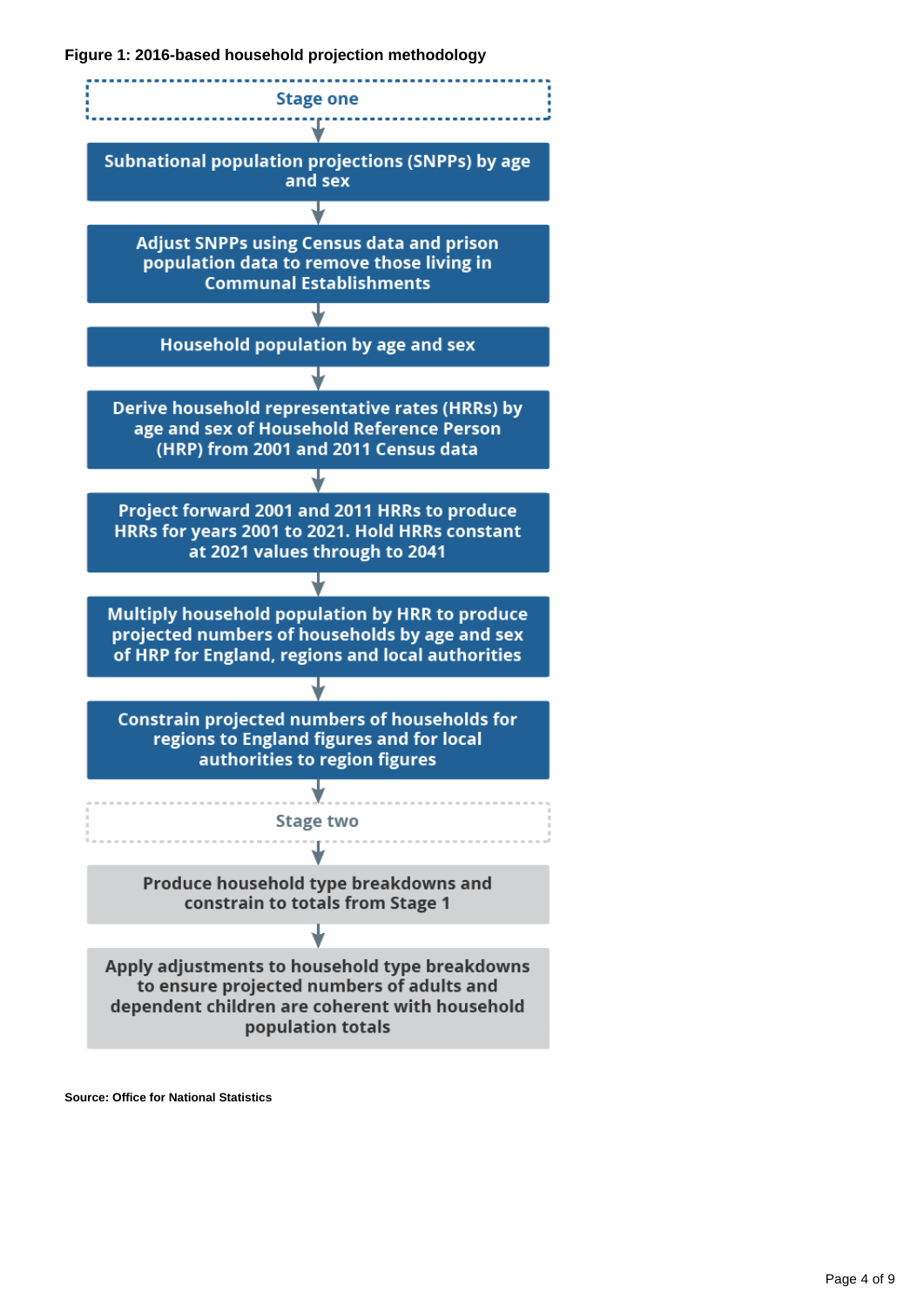**Figure 1: 2016-based household projection methodology**

**Stage one**

1. Subnational population projections (SNPPs) by age and sex
2. Adjust SNPPs using Census data and prison population data to remove those living in Communal Establishments
3. Household population by age and sex
4. Derive household representative rates (HRRs) by age and sex of Household Reference Person (HRP) from 2001 and 2011 Census data
5. Project forward 2001 and 2011 HRRs to produce HRRs for years 2001 to 2021. Hold HRRs constant at 2021 values through to 2041
6. Multiply household population by HRR to produce projected numbers of households by age and sex of HRP for England, regions and local authorities
7. Constrain projected numbers of households for regions to England figures and for local authorities to region figures

**Stage two**

1. Produce household type breakdowns and constrain to totals from Stage 1
2. Apply adjustments to household type breakdowns to ensure projected numbers of adults and dependent children are coherent with household population totals

Source: Office for National Statistics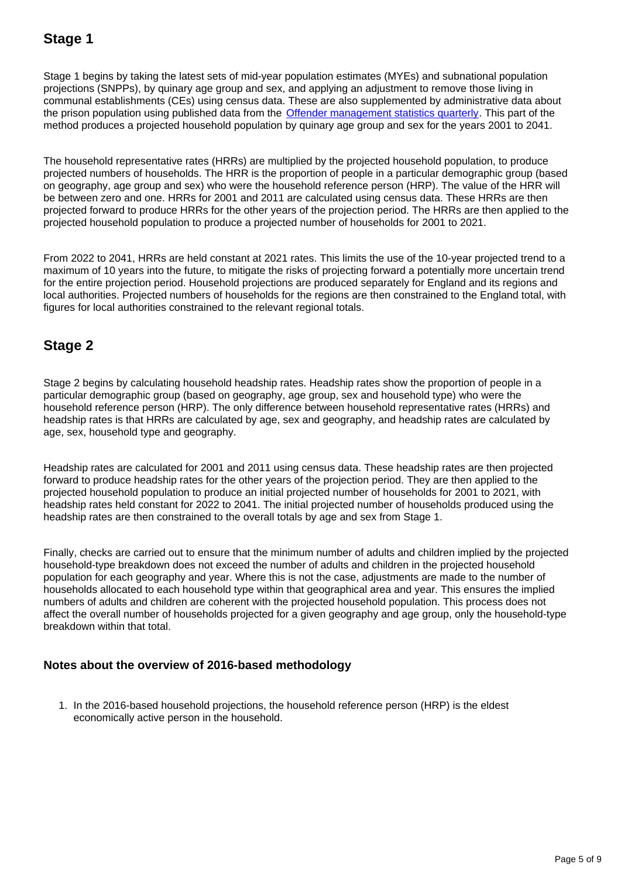## Stage 1

Stage 1 begins by taking the latest sets of mid-year population estimates (MYEs) and subnational population projections (SNPPs), by quinary age group and sex, and applying an adjustment to remove those living in communal establishments (CEs) using census data. These are also supplemented by administrative data about the prison population using published data from the [Offender management statistics quarterly](). This part of the method produces a projected household population by quinary age group and sex for the years 2001 to 2041.

The household representative rates (HRRs) are multiplied by the projected household population, to produce projected numbers of households. The HRR is the proportion of people in a particular demographic group (based on geography, age group and sex) who were the household reference person (HRP). The value of the HRR will be between zero and one. HRRs for 2001 and 2011 are calculated using census data. These HRRs are then projected forward to produce HRRs for the other years of the projection period. The HRRs are then applied to the projected household population to produce a projected number of households for 2001 to 2021.

From 2022 to 2041, HRRs are held constant at 2021 rates. This limits the use of the 10-year projected trend to a maximum of 10 years into the future, to mitigate the risks of projecting forward a potentially more uncertain trend for the entire projection period. Household projections are produced separately for England and its regions and local authorities. Projected numbers of households for the regions are then constrained to the England total, with figures for local authorities constrained to the relevant regional totals.

## Stage 2

Stage 2 begins by calculating household headship rates. Headship rates show the proportion of people in a particular demographic group (based on geography, age group, sex and household type) who were the household reference person (HRP). The only difference between household representative rates (HRRs) and headship rates is that HRRs are calculated by age, sex and geography, and headship rates are calculated by age, sex, household type and geography.

Headship rates are calculated for 2001 and 2011 using census data. These headship rates are then projected forward to produce headship rates for the other years of the projection period. They are then applied to the projected household population to produce an initial projected number of households for 2001 to 2021, with headship rates held constant for 2022 to 2041. The initial projected number of households produced using the headship rates are then constrained to the overall totals by age and sex from Stage 1.

Finally, checks are carried out to ensure that the minimum number of adults and children implied by the projected household-type breakdown does not exceed the number of adults and children in the projected household population for each geography and year. Where this is not the case, adjustments are made to the number of households allocated to each household type within that geographical area and year. This ensures the implied numbers of adults and children are coherent with the projected household population. This process does not affect the overall number of households projected for a given geography and age group, only the household-type breakdown within that total.

### Notes about the overview of 2016-based methodology

1. In the 2016-based household projections, the household reference person (HRP) is the eldest economically active person in the household.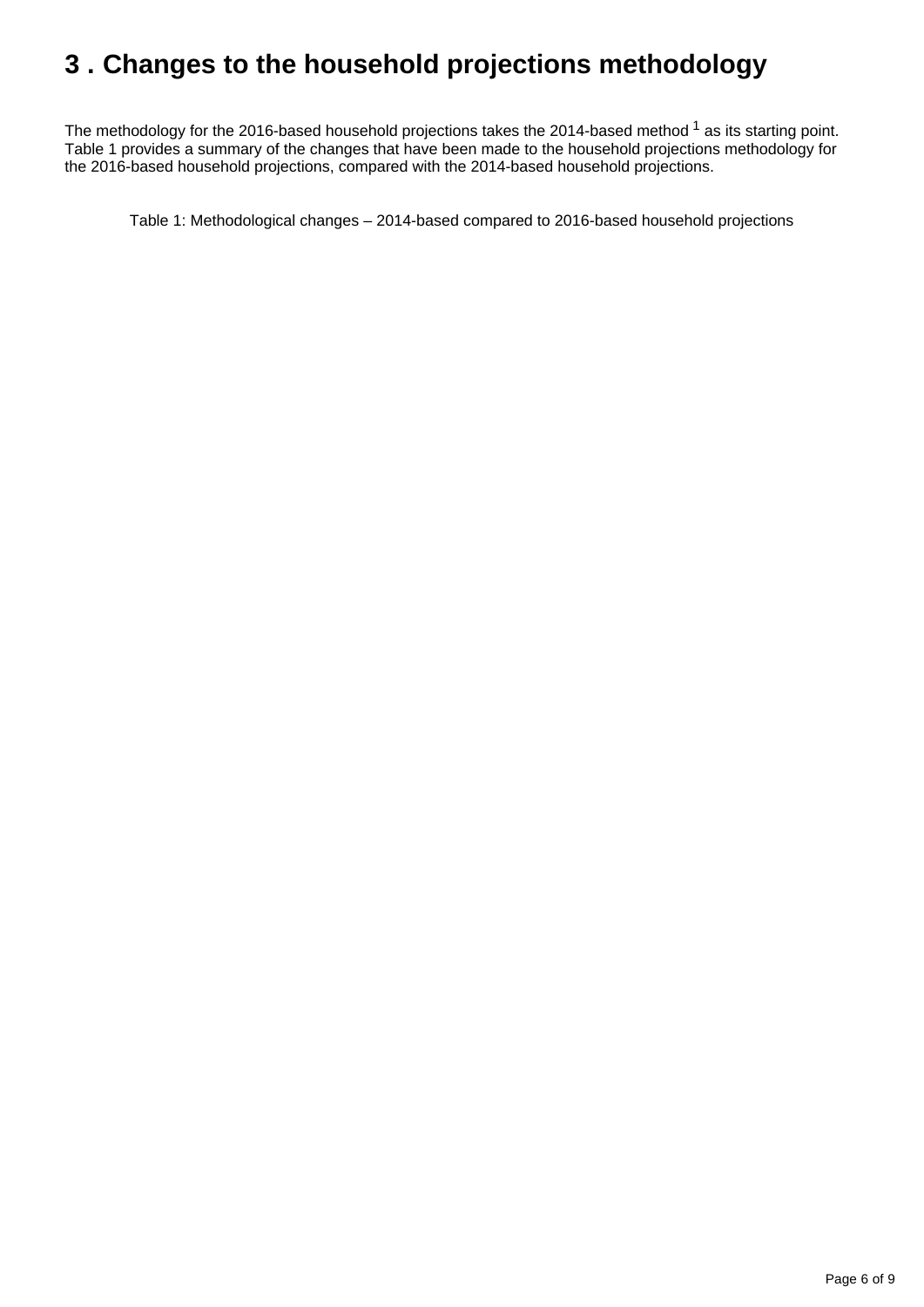# 3 . Changes to the household projections methodology

The methodology for the 2016-based household projections takes the 2014-based method [1] as its starting point. Table 1 provides a summary of the changes that have been made to the household projections methodology for the 2016-based household projections, compared with the 2014-based household projections.

Table 1: Methodological changes – 2014-based compared to 2016-based household projections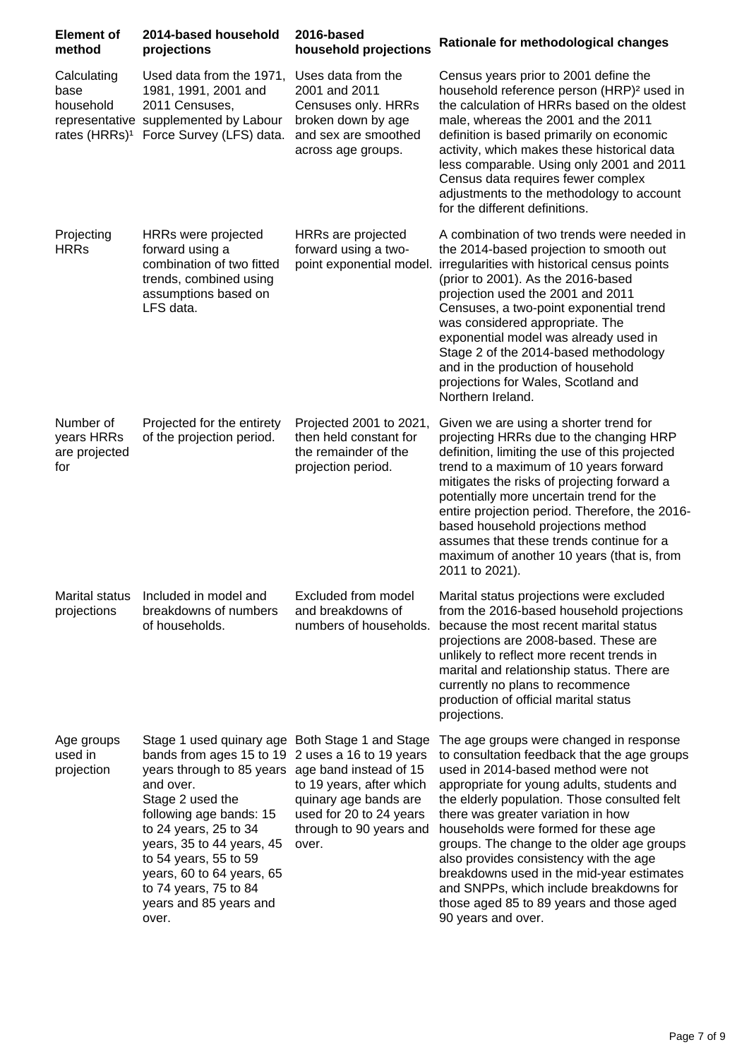| Element of method | 2014-based household projections | 2016-based household projections | Rationale for methodological changes |
|---|---|---|---|
| Calculating base household representative rates (HRRs)[1] | Used data from the 1971, 1981, 1991, 2001 and 2011 Censuses, supplemented by Labour Force Survey (LFS) data. | Uses data from the 2001 and 2011 Censuses only. HRRs broken down by age and sex are smoothed across age groups. | Census years prior to 2001 define the household reference person (HRP)[2] used in the calculation of HRRs based on the oldest male, whereas the 2001 and the 2011 definition is based primarily on economic activity, which makes these historical data less comparable. Using only 2001 and 2011 Census data requires fewer complex adjustments to the methodology to account for the different definitions. |
| Projecting HRRs | HRRs were projected forward using a combination of two fitted trends, combined using assumptions based on LFS data. | HRRs are projected forward using a two-point exponential model. | A combination of two trends were needed in the 2014-based projection to smooth out irregularities with historical census points (prior to 2001). As the 2016-based projection used the 2001 and 2011 Censuses, a two-point exponential trend was considered appropriate. The exponential model was already used in Stage 2 of the 2014-based methodology and in the production of household projections for Wales, Scotland and Northern Ireland. |
| Number of years HRRs are projected for | Projected for the entirety of the projection period. | Projected 2001 to 2021, then held constant for the remainder of the projection period. | Given we are using a shorter trend for projecting HRRs due to the changing HRP definition, limiting the use of this projected trend to a maximum of 10 years forward mitigates the risks of projecting forward a potentially more uncertain trend for the entire projection period. Therefore, the 2016-based household projections method assumes that these trends continue for a maximum of another 10 years (that is, from 2011 to 2021). |
| Marital status projections | Included in model and breakdowns of numbers of households. | Excluded from model and breakdowns of numbers of households. | Marital status projections were excluded from the 2016-based household projections because the most recent marital status projections are 2008-based. These are unlikely to reflect more recent trends in marital and relationship status. There are currently no plans to recommence production of official marital status projections. |
| Age groups used in projection | Stage 1 used quinary age bands from ages 15 to 19 years through to 85 years and over. Stage 2 used the following age bands: 15 to 24 years, 25 to 34 years, 35 to 44 years, 45 to 54 years, 55 to 59 years, 60 to 64 years, 65 to 74 years, 75 to 84 years and 85 years and over. | Both Stage 1 and Stage 2 uses a 16 to 19 years age band instead of 15 to 19 years, after which quinary age bands are used for 20 to 24 years through to 90 years and over. | The age groups were changed in response to consultation feedback that the age groups used in 2014-based method were not appropriate for young adults, students and the elderly population. Those consulted felt there was greater variation in how households were formed for these age groups. The change to the older age groups also provides consistency with the age breakdowns used in the mid-year estimates and SNPPs, which include breakdowns for those aged 85 to 89 years and those aged 90 years and over. |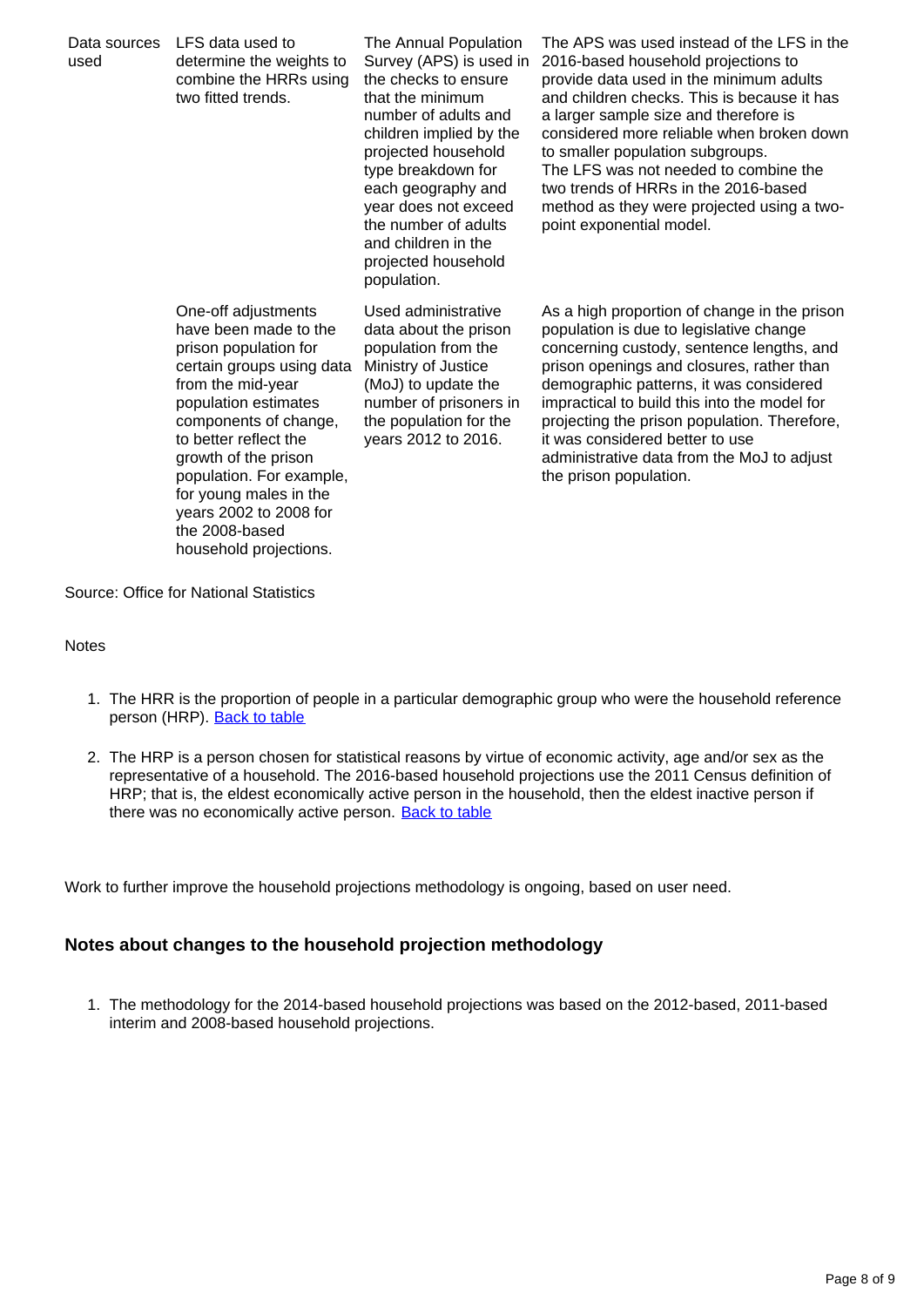| | | | |
|---|---|---|---|
| Data sources used | LFS data used to determine the weights to combine the HRRs using two fitted trends. | The Annual Population Survey (APS) is used in the checks to ensure that the minimum number of adults and children implied by the projected household type breakdown for each geography and year does not exceed the number of adults and children in the projected household population. | The APS was used instead of the LFS in the 2016-based household projections to provide data used in the minimum adults and children checks. This is because it has a larger sample size and therefore is considered more reliable when broken down to smaller population subgroups. The LFS was not needed to combine the two trends of HRRs in the 2016-based method as they were projected using a two-point exponential model. |
| | One-off adjustments have been made to the prison population for certain groups using data from the mid-year population estimates components of change, to better reflect the growth of the prison population. For example, for young males in the years 2002 to 2008 for the 2008-based household projections. | Used administrative data about the prison population from the Ministry of Justice (MoJ) to update the number of prisoners in the population for the years 2012 to 2016. | As a high proportion of change in the prison population is due to legislative change concerning custody, sentence lengths, and prison openings and closures, rather than demographic patterns, it was considered impractical to build this into the model for projecting the prison population. Therefore, it was considered better to use administrative data from the MoJ to adjust the prison population. |

Source: Office for National Statistics

Notes

1. The HRR is the proportion of people in a particular demographic group who were the household reference person (HRP). Back to table
2. The HRP is a person chosen for statistical reasons by virtue of economic activity, age and/or sex as the representative of a household. The 2016-based household projections use the 2011 Census definition of HRP; that is, the eldest economically active person in the household, then the eldest inactive person if there was no economically active person. Back to table

Work to further improve the household projections methodology is ongoing, based on user need.

### Notes about changes to the household projection methodology

1. The methodology for the 2014-based household projections was based on the 2012-based, 2011-based interim and 2008-based household projections.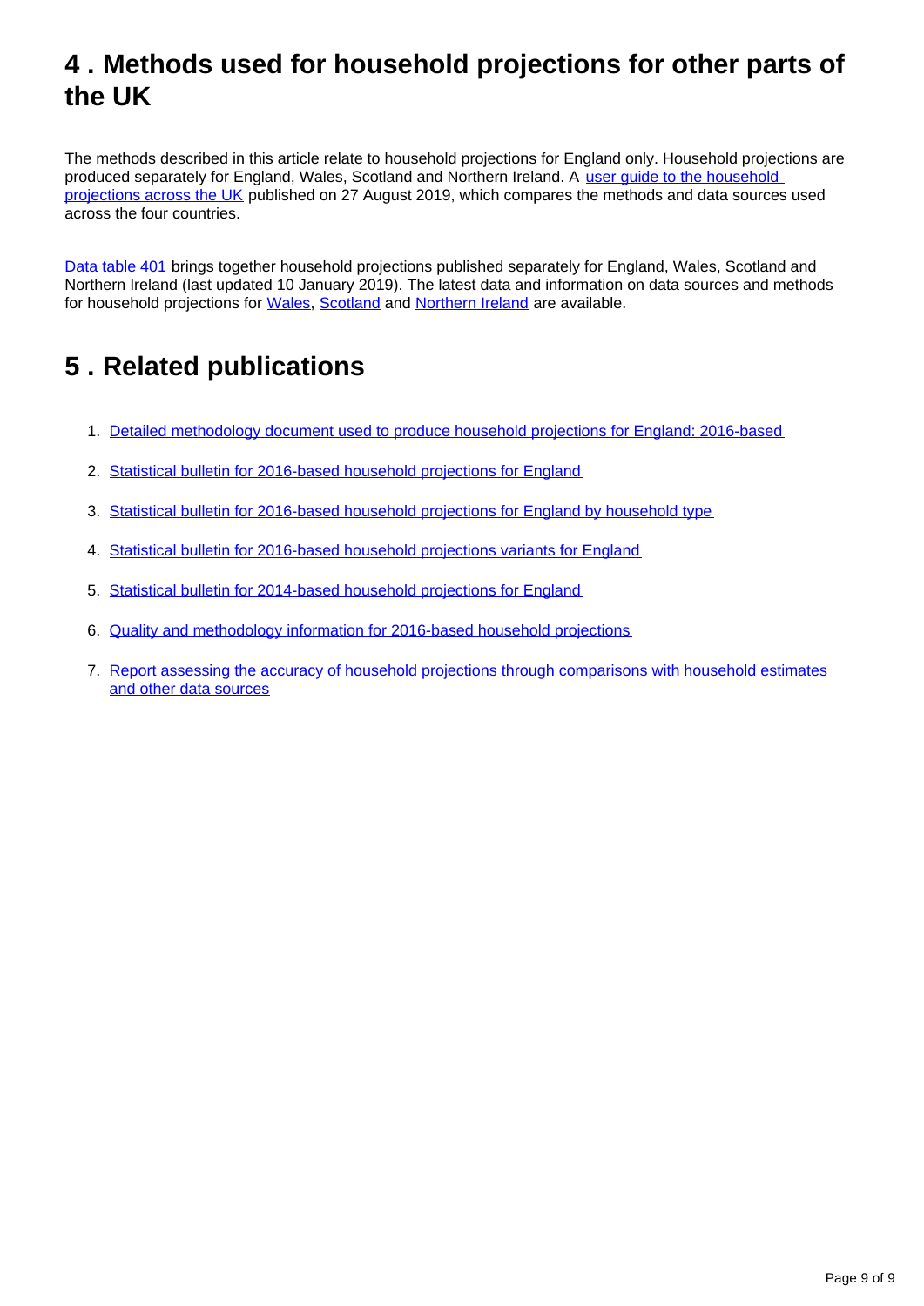## 4 . Methods used for household projections for other parts of the UK

The methods described in this article relate to household projections for England only. Household projections are produced separately for England, Wales, Scotland and Northern Ireland. A user guide to the household projections across the UK published on 27 August 2019, which compares the methods and data sources used across the four countries.

Data table 401 brings together household projections published separately for England, Wales, Scotland and Northern Ireland (last updated 10 January 2019). The latest data and information on data sources and methods for household projections for Wales, Scotland and Northern Ireland are available.

## 5 . Related publications

1. Detailed methodology document used to produce household projections for England: 2016-based
2. Statistical bulletin for 2016-based household projections for England
3. Statistical bulletin for 2016-based household projections for England by household type
4. Statistical bulletin for 2016-based household projections variants for England
5. Statistical bulletin for 2014-based household projections for England
6. Quality and methodology information for 2016-based household projections
7. Report assessing the accuracy of household projections through comparisons with household estimates and other data sources